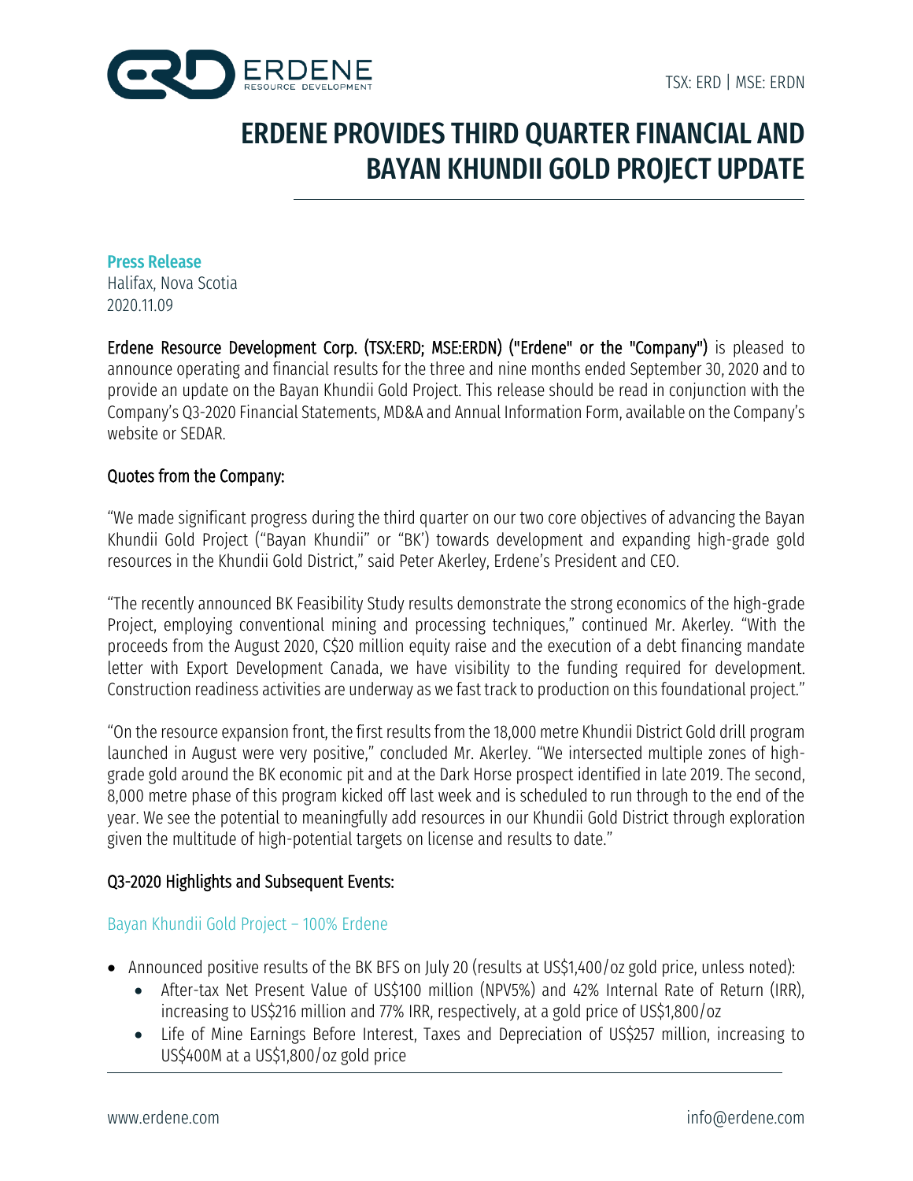TSX: ERD | MSE: ERDN

# ERDENE PROVIDES THIRD QUARTER FINANCIAL AND BAYAN KHUNDII GOLD PROJECT UPDATE

**Press Release**
Halifax, Nova Scotia
2020.11.09

**Erdene Resource Development Corp. (TSX:ERD; MSE:ERDN) ("Erdene" or the "Company")** is pleased to announce operating and financial results for the three and nine months ended September 30, 2020 and to provide an update on the Bayan Khundii Gold Project. This release should be read in conjunction with the Company's Q3-2020 Financial Statements, MD&A and Annual Information Form, available on the Company's website or SEDAR.

## Quotes from the Company:

"We made significant progress during the third quarter on our two core objectives of advancing the Bayan Khundii Gold Project ("Bayan Khundii" or "BK') towards development and expanding high-grade gold resources in the Khundii Gold District," said Peter Akerley, Erdene's President and CEO.

"The recently announced BK Feasibility Study results demonstrate the strong economics of the high-grade Project, employing conventional mining and processing techniques," continued Mr. Akerley. "With the proceeds from the August 2020, C$20 million equity raise and the execution of a debt financing mandate letter with Export Development Canada, we have visibility to the funding required for development. Construction readiness activities are underway as we fast track to production on this foundational project."

"On the resource expansion front, the first results from the 18,000 metre Khundii District Gold drill program launched in August were very positive," concluded Mr. Akerley. "We intersected multiple zones of high-grade gold around the BK economic pit and at the Dark Horse prospect identified in late 2019. The second, 8,000 metre phase of this program kicked off last week and is scheduled to run through to the end of the year. We see the potential to meaningfully add resources in our Khundii Gold District through exploration given the multitude of high-potential targets on license and results to date."

## Q3-2020 Highlights and Subsequent Events:

### Bayan Khundii Gold Project – 100% Erdene

- Announced positive results of the BK BFS on July 20 (results at US$1,400/oz gold price, unless noted):
  - After-tax Net Present Value of US$100 million (NPV5%) and 42% Internal Rate of Return (IRR), increasing to US$216 million and 77% IRR, respectively, at a gold price of US$1,800/oz
  - Life of Mine Earnings Before Interest, Taxes and Depreciation of US$257 million, increasing to US$400M at a US$1,800/oz gold price

www.erdene.com info@erdene.com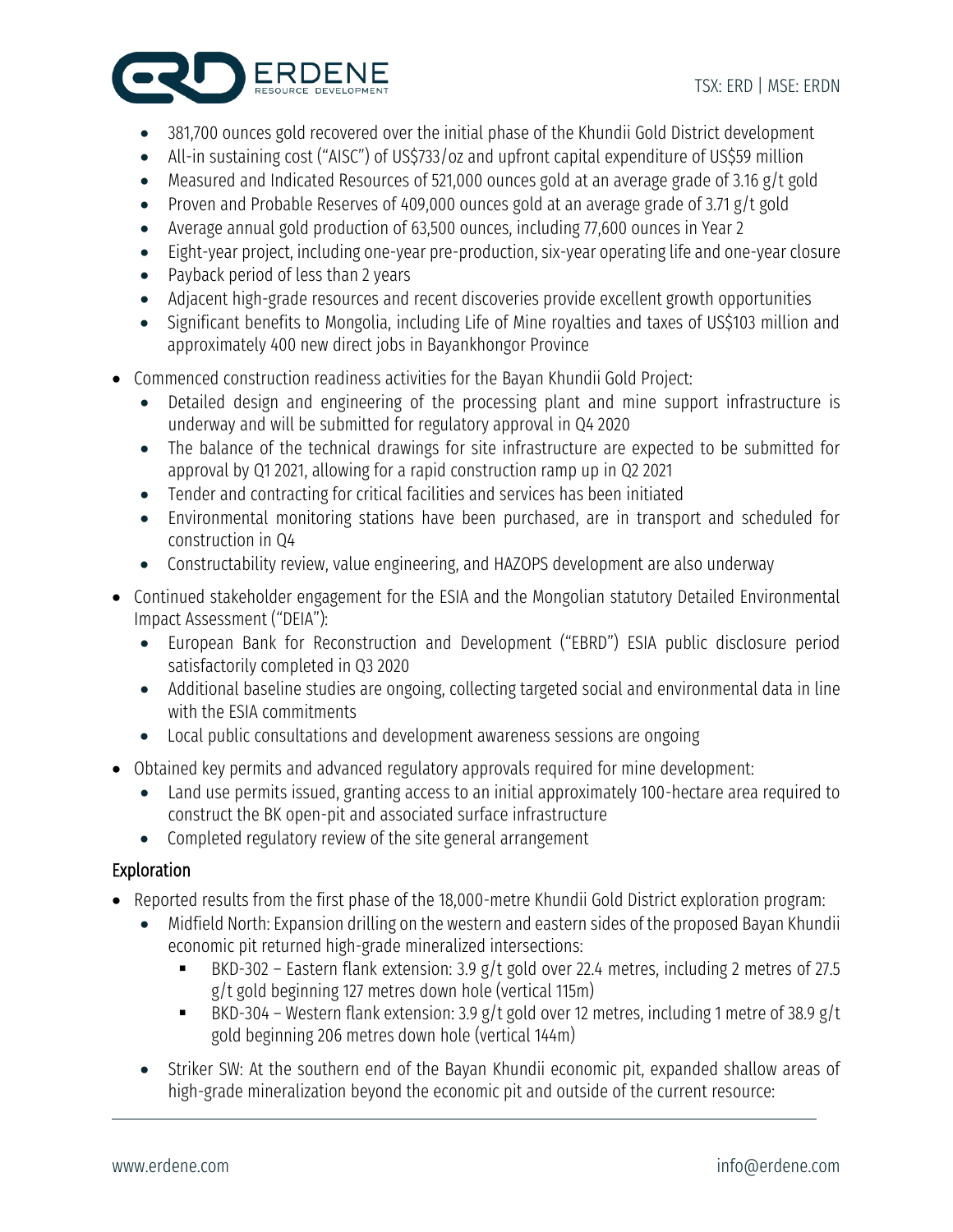- 381,700 ounces gold recovered over the initial phase of the Khundii Gold District development
- All-in sustaining cost ("AISC") of US$733/oz and upfront capital expenditure of US$59 million
- Measured and Indicated Resources of 521,000 ounces gold at an average grade of 3.16 g/t gold
- Proven and Probable Reserves of 409,000 ounces gold at an average grade of 3.71 g/t gold
- Average annual gold production of 63,500 ounces, including 77,600 ounces in Year 2
- Eight-year project, including one-year pre-production, six-year operating life and one-year closure
- Payback period of less than 2 years
- Adjacent high-grade resources and recent discoveries provide excellent growth opportunities
- Significant benefits to Mongolia, including Life of Mine royalties and taxes of US$103 million and approximately 400 new direct jobs in Bayankhongor Province

- Commenced construction readiness activities for the Bayan Khundii Gold Project:
  - Detailed design and engineering of the processing plant and mine support infrastructure is underway and will be submitted for regulatory approval in Q4 2020
  - The balance of the technical drawings for site infrastructure are expected to be submitted for approval by Q1 2021, allowing for a rapid construction ramp up in Q2 2021
  - Tender and contracting for critical facilities and services has been initiated
  - Environmental monitoring stations have been purchased, are in transport and scheduled for construction in Q4
  - Constructability review, value engineering, and HAZOPS development are also underway
- Continued stakeholder engagement for the ESIA and the Mongolian statutory Detailed Environmental Impact Assessment ("DEIA"):
  - European Bank for Reconstruction and Development ("EBRD") ESIA public disclosure period satisfactorily completed in Q3 2020
  - Additional baseline studies are ongoing, collecting targeted social and environmental data in line with the ESIA commitments
  - Local public consultations and development awareness sessions are ongoing
- Obtained key permits and advanced regulatory approvals required for mine development:
  - Land use permits issued, granting access to an initial approximately 100-hectare area required to construct the BK open-pit and associated surface infrastructure
  - Completed regulatory review of the site general arrangement

## Exploration

- Reported results from the first phase of the 18,000-metre Khundii Gold District exploration program:
  - Midfield North: Expansion drilling on the western and eastern sides of the proposed Bayan Khundii economic pit returned high-grade mineralized intersections:
    - BKD-302 – Eastern flank extension: 3.9 g/t gold over 22.4 metres, including 2 metres of 27.5 g/t gold beginning 127 metres down hole (vertical 115m)
    - BKD-304 – Western flank extension: 3.9 g/t gold over 12 metres, including 1 metre of 38.9 g/t gold beginning 206 metres down hole (vertical 144m)
  - Striker SW: At the southern end of the Bayan Khundii economic pit, expanded shallow areas of high-grade mineralization beyond the economic pit and outside of the current resource: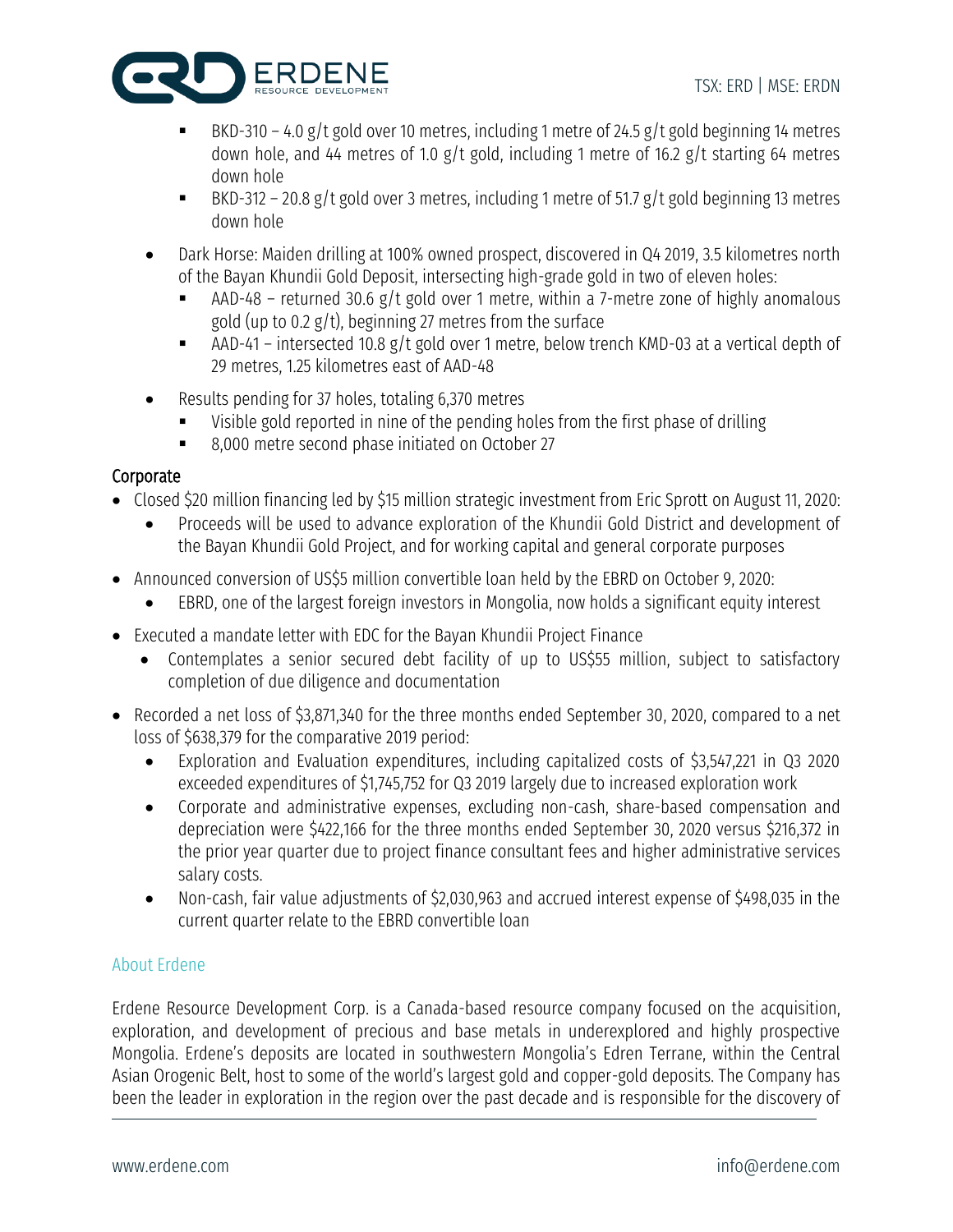- BKD-310 – 4.0 g/t gold over 10 metres, including 1 metre of 24.5 g/t gold beginning 14 metres down hole, and 44 metres of 1.0 g/t gold, including 1 metre of 16.2 g/t starting 64 metres down hole
    - BKD-312 – 20.8 g/t gold over 3 metres, including 1 metre of 51.7 g/t gold beginning 13 metres down hole
- Dark Horse: Maiden drilling at 100% owned prospect, discovered in Q4 2019, 3.5 kilometres north of the Bayan Khundii Gold Deposit, intersecting high-grade gold in two of eleven holes:
    - AAD-48 – returned 30.6 g/t gold over 1 metre, within a 7-metre zone of highly anomalous gold (up to 0.2 g/t), beginning 27 metres from the surface
    - AAD-41 – intersected 10.8 g/t gold over 1 metre, below trench KMD-03 at a vertical depth of 29 metres, 1.25 kilometres east of AAD-48
- Results pending for 37 holes, totaling 6,370 metres
    - Visible gold reported in nine of the pending holes from the first phase of drilling
    - 8,000 metre second phase initiated on October 27

## Corporate

- Closed $20 million financing led by $15 million strategic investment from Eric Sprott on August 11, 2020:
    - Proceeds will be used to advance exploration of the Khundii Gold District and development of the Bayan Khundii Gold Project, and for working capital and general corporate purposes
- Announced conversion of US$5 million convertible loan held by the EBRD on October 9, 2020:
    - EBRD, one of the largest foreign investors in Mongolia, now holds a significant equity interest
- Executed a mandate letter with EDC for the Bayan Khundii Project Finance
    - Contemplates a senior secured debt facility of up to US$55 million, subject to satisfactory completion of due diligence and documentation
- Recorded a net loss of $3,871,340 for the three months ended September 30, 2020, compared to a net loss of $638,379 for the comparative 2019 period:
    - Exploration and Evaluation expenditures, including capitalized costs of $3,547,221 in Q3 2020 exceeded expenditures of $1,745,752 for Q3 2019 largely due to increased exploration work
    - Corporate and administrative expenses, excluding non-cash, share-based compensation and depreciation were $422,166 for the three months ended September 30, 2020 versus $216,372 in the prior year quarter due to project finance consultant fees and higher administrative services salary costs.
    - Non-cash, fair value adjustments of $2,030,963 and accrued interest expense of $498,035 in the current quarter relate to the EBRD convertible loan

## About Erdene

Erdene Resource Development Corp. is a Canada-based resource company focused on the acquisition, exploration, and development of precious and base metals in underexplored and highly prospective Mongolia. Erdene's deposits are located in southwestern Mongolia's Edren Terrane, within the Central Asian Orogenic Belt, host to some of the world's largest gold and copper-gold deposits. The Company has been the leader in exploration in the region over the past decade and is responsible for the discovery of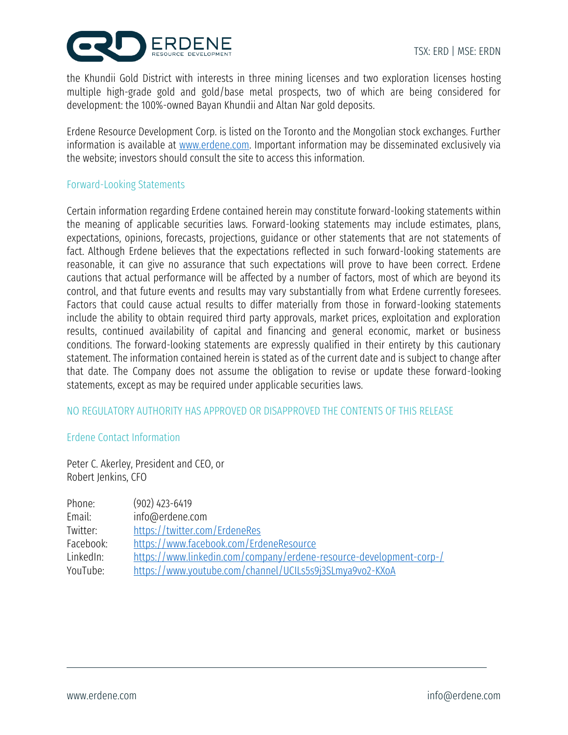the Khundii Gold District with interests in three mining licenses and two exploration licenses hosting multiple high-grade gold and gold/base metal prospects, two of which are being considered for development: the 100%-owned Bayan Khundii and Altan Nar gold deposits.

Erdene Resource Development Corp. is listed on the Toronto and the Mongolian stock exchanges. Further information is available at [www.erdene.com](http://www.erdene.com). Important information may be disseminated exclusively via the website; investors should consult the site to access this information.

## Forward-Looking Statements

Certain information regarding Erdene contained herein may constitute forward-looking statements within the meaning of applicable securities laws. Forward-looking statements may include estimates, plans, expectations, opinions, forecasts, projections, guidance or other statements that are not statements of fact. Although Erdene believes that the expectations reflected in such forward-looking statements are reasonable, it can give no assurance that such expectations will prove to have been correct. Erdene cautions that actual performance will be affected by a number of factors, most of which are beyond its control, and that future events and results may vary substantially from what Erdene currently foresees. Factors that could cause actual results to differ materially from those in forward-looking statements include the ability to obtain required third party approvals, market prices, exploitation and exploration results, continued availability of capital and financing and general economic, market or business conditions. The forward-looking statements are expressly qualified in their entirety by this cautionary statement. The information contained herein is stated as of the current date and is subject to change after that date. The Company does not assume the obligation to revise or update these forward-looking statements, except as may be required under applicable securities laws.

## NO REGULATORY AUTHORITY HAS APPROVED OR DISAPPROVED THE CONTENTS OF THIS RELEASE

## Erdene Contact Information

Peter C. Akerley, President and CEO, or
Robert Jenkins, CFO

| | |
|---|---|
| Phone: | (902) 423-6419 |
| Email: | info@erdene.com |
| Twitter: | https://twitter.com/ErdeneRes |
| Facebook: | https://www.facebook.com/ErdeneResource |
| LinkedIn: | https://www.linkedin.com/company/erdene-resource-development-corp-/ |
| YouTube: | https://www.youtube.com/channel/UCILs5s9j3SLmya9vo2-KXoA |